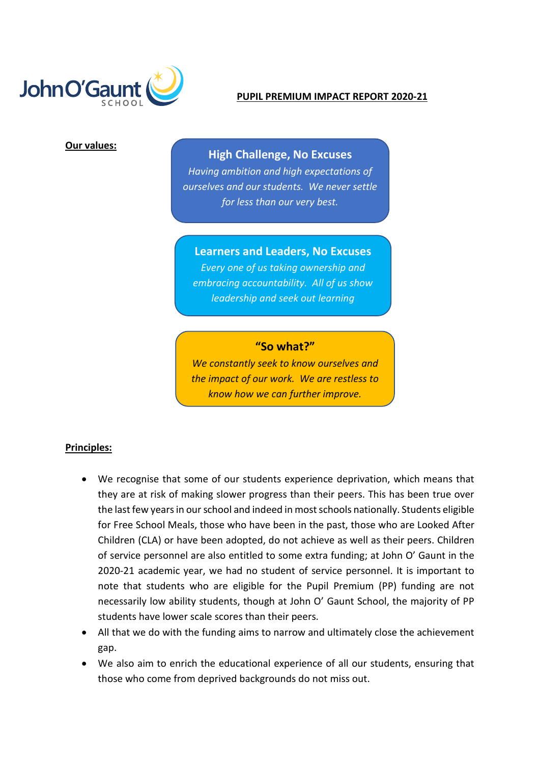John O'Gaunt SCHOOL

# PUPIL PREMIUM IMPACT REPORT 2020-21

**Our values:**

**High Challenge, No Excuses**

*Having ambition and high expectations of ourselves and our students. We never settle for less than our very best.*

**Learners and Leaders, No Excuses**

*Every one of us taking ownership and embracing accountability. All of us show leadership and seek out learning*

**"So what?"**

*We constantly seek to know ourselves and the impact of our work. We are restless to know how we can further improve.*

**Principles:**

- We recognise that some of our students experience deprivation, which means that they are at risk of making slower progress than their peers. This has been true over the last few years in our school and indeed in most schools nationally. Students eligible for Free School Meals, those who have been in the past, those who are Looked After Children (CLA) or have been adopted, do not achieve as well as their peers. Children of service personnel are also entitled to some extra funding; at John O' Gaunt in the 2020-21 academic year, we had no student of service personnel. It is important to note that students who are eligible for the Pupil Premium (PP) funding are not necessarily low ability students, though at John O' Gaunt School, the majority of PP students have lower scale scores than their peers.
- All that we do with the funding aims to narrow and ultimately close the achievement gap.
- We also aim to enrich the educational experience of all our students, ensuring that those who come from deprived backgrounds do not miss out.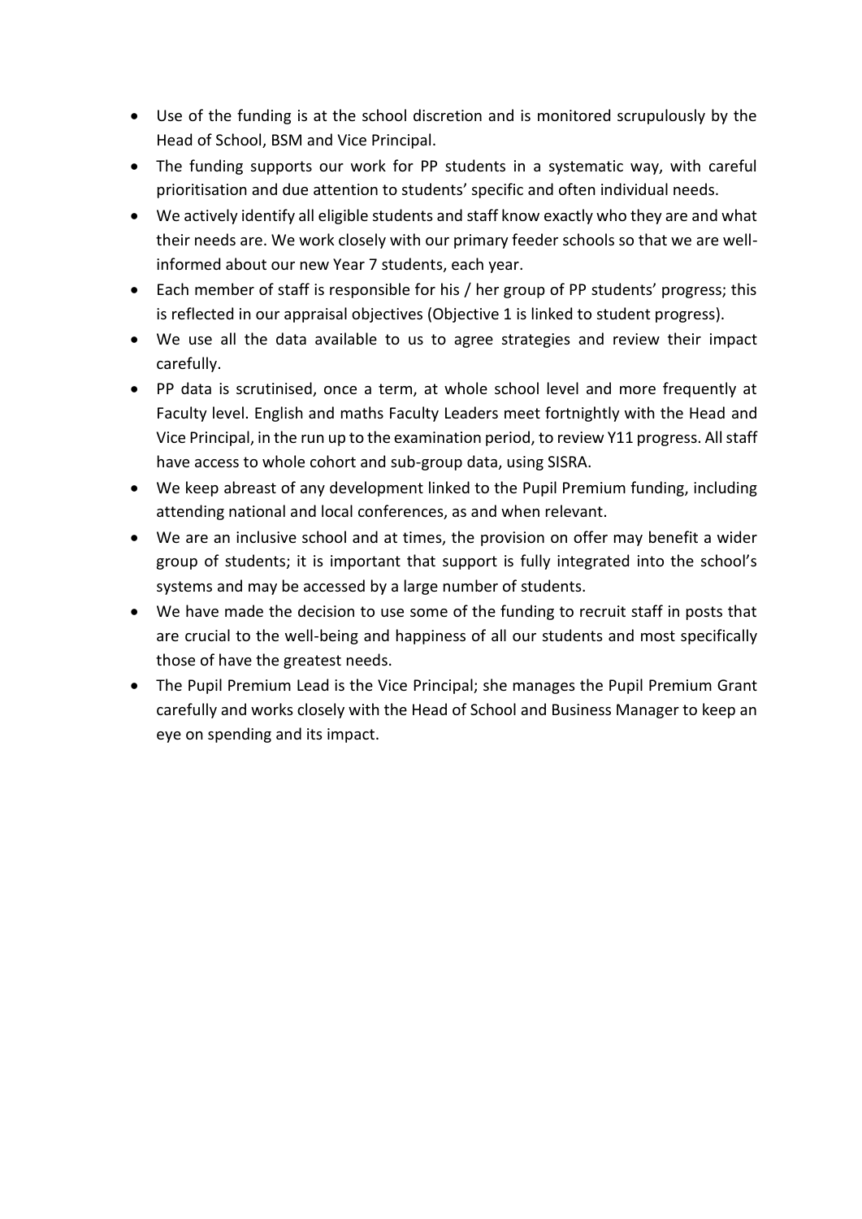- Use of the funding is at the school discretion and is monitored scrupulously by the Head of School, BSM and Vice Principal.
- The funding supports our work for PP students in a systematic way, with careful prioritisation and due attention to students' specific and often individual needs.
- We actively identify all eligible students and staff know exactly who they are and what their needs are. We work closely with our primary feeder schools so that we are well-informed about our new Year 7 students, each year.
- Each member of staff is responsible for his / her group of PP students' progress; this is reflected in our appraisal objectives (Objective 1 is linked to student progress).
- We use all the data available to us to agree strategies and review their impact carefully.
- PP data is scrutinised, once a term, at whole school level and more frequently at Faculty level. English and maths Faculty Leaders meet fortnightly with the Head and Vice Principal, in the run up to the examination period, to review Y11 progress. All staff have access to whole cohort and sub-group data, using SISRA.
- We keep abreast of any development linked to the Pupil Premium funding, including attending national and local conferences, as and when relevant.
- We are an inclusive school and at times, the provision on offer may benefit a wider group of students; it is important that support is fully integrated into the school's systems and may be accessed by a large number of students.
- We have made the decision to use some of the funding to recruit staff in posts that are crucial to the well-being and happiness of all our students and most specifically those of have the greatest needs.
- The Pupil Premium Lead is the Vice Principal; she manages the Pupil Premium Grant carefully and works closely with the Head of School and Business Manager to keep an eye on spending and its impact.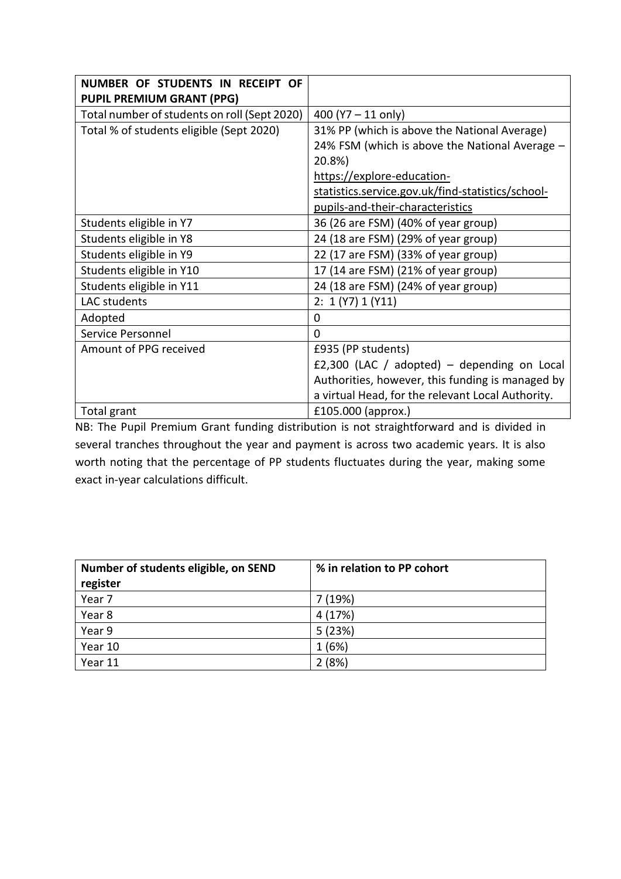| **NUMBER OF STUDENTS IN RECEIPT OF PUPIL PREMIUM GRANT (PPG)** | |
|---|---|
| Total number of students on roll (Sept 2020) | 400 (Y7 – 11 only) |
| Total % of students eligible (Sept 2020) | 31% PP (which is above the National Average)<br>24% FSM (which is above the National Average – 20.8%)<br>https://explore-education-statistics.service.gov.uk/find-statistics/school-pupils-and-their-characteristics |
| Students eligible in Y7 | 36 (26 are FSM) (40% of year group) |
| Students eligible in Y8 | 24 (18 are FSM) (29% of year group) |
| Students eligible in Y9 | 22 (17 are FSM) (33% of year group) |
| Students eligible in Y10 | 17 (14 are FSM) (21% of year group) |
| Students eligible in Y11 | 24 (18 are FSM) (24% of year group) |
| LAC students | 2: 1 (Y7) 1 (Y11) |
| Adopted | 0 |
| Service Personnel | 0 |
| Amount of PPG received | £935 (PP students)<br>£2,300 (LAC / adopted) – depending on Local Authorities, however, this funding is managed by a virtual Head, for the relevant Local Authority. |
| Total grant | £105.000 (approx.) |

NB: The Pupil Premium Grant funding distribution is not straightforward and is divided in several tranches throughout the year and payment is across two academic years. It is also worth noting that the percentage of PP students fluctuates during the year, making some exact in-year calculations difficult.

| **Number of students eligible, on SEND register** | **% in relation to PP cohort** |
|---|---|
| Year 7 | 7 (19%) |
| Year 8 | 4 (17%) |
| Year 9 | 5 (23%) |
| Year 10 | 1 (6%) |
| Year 11 | 2 (8%) |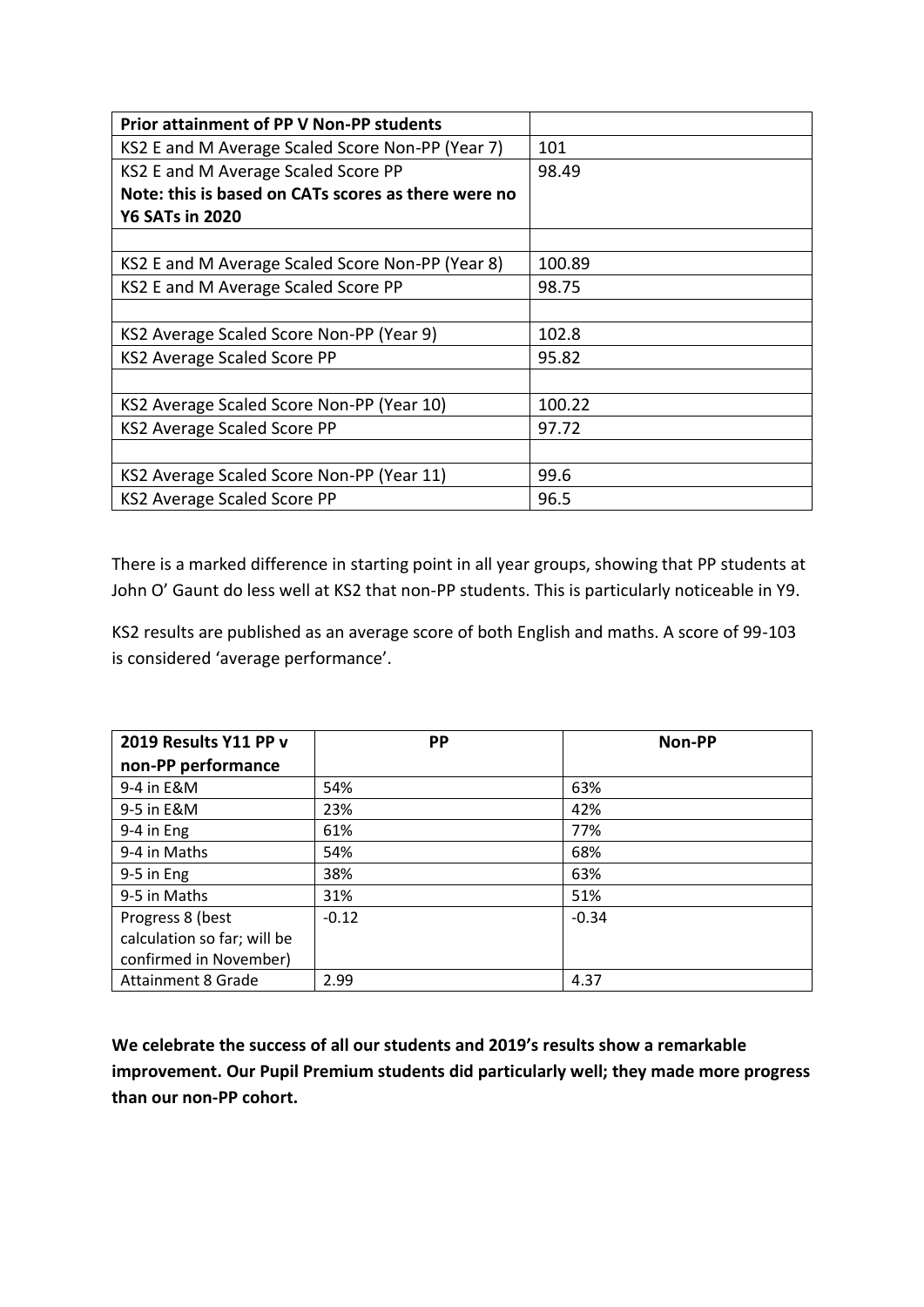| **Prior attainment of PP V Non-PP students** | |
|---|---|
| KS2 E and M Average Scaled Score Non-PP (Year 7) | 101 |
| KS2 E and M Average Scaled Score PP **Note: this is based on CATs scores as there were no Y6 SATs in 2020** | 98.49 |
| | |
| KS2 E and M Average Scaled Score Non-PP (Year 8) | 100.89 |
| KS2 E and M Average Scaled Score PP | 98.75 |
| | |
| KS2 Average Scaled Score Non-PP (Year 9) | 102.8 |
| KS2 Average Scaled Score PP | 95.82 |
| | |
| KS2 Average Scaled Score Non-PP (Year 10) | 100.22 |
| KS2 Average Scaled Score PP | 97.72 |
| | |
| KS2 Average Scaled Score Non-PP (Year 11) | 99.6 |
| KS2 Average Scaled Score PP | 96.5 |

There is a marked difference in starting point in all year groups, showing that PP students at John O' Gaunt do less well at KS2 that non-PP students. This is particularly noticeable in Y9.

KS2 results are published as an average score of both English and maths. A score of 99-103 is considered 'average performance'.

| **2019 Results Y11 PP v non-PP performance** | **PP** | **Non-PP** |
|---|---|---|
| 9-4 in E&M | 54% | 63% |
| 9-5 in E&M | 23% | 42% |
| 9-4 in Eng | 61% | 77% |
| 9-4 in Maths | 54% | 68% |
| 9-5 in Eng | 38% | 63% |
| 9-5 in Maths | 31% | 51% |
| Progress 8 (best calculation so far; will be confirmed in November) | -0.12 | -0.34 |
| Attainment 8 Grade | 2.99 | 4.37 |

**We celebrate the success of all our students and 2019's results show a remarkable improvement. Our Pupil Premium students did particularly well; they made more progress than our non-PP cohort.**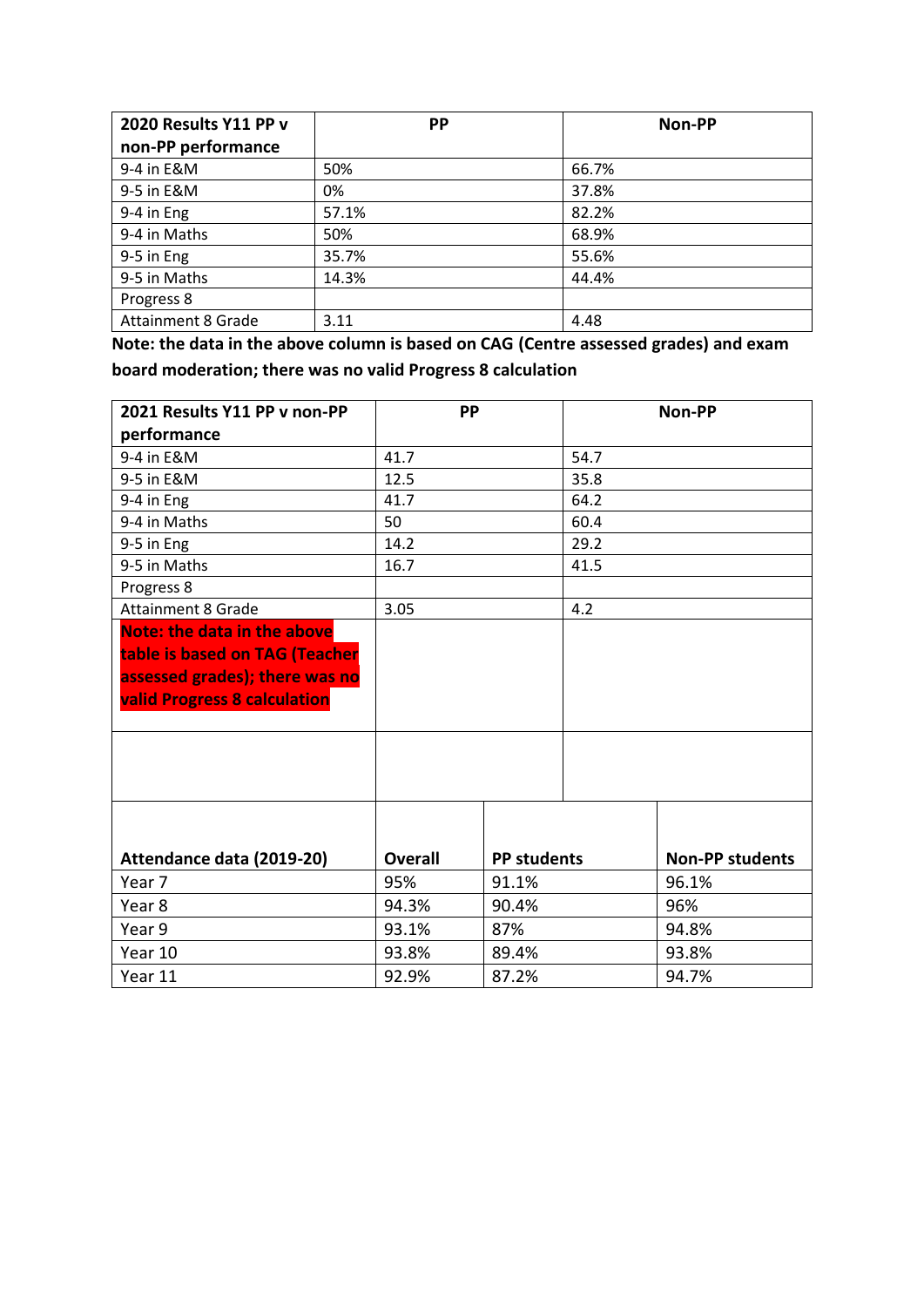| 2020 Results Y11 PP v non-PP performance | PP | Non-PP |
|---|---|---|
| 9-4 in E&M | 50% | 66.7% |
| 9-5 in E&M | 0% | 37.8% |
| 9-4 in Eng | 57.1% | 82.2% |
| 9-4 in Maths | 50% | 68.9% |
| 9-5 in Eng | 35.7% | 55.6% |
| 9-5 in Maths | 14.3% | 44.4% |
| Progress 8 | | |
| Attainment 8 Grade | 3.11 | 4.48 |

**Note: the data in the above column is based on CAG (Centre assessed grades) and exam board moderation; there was no valid Progress 8 calculation**

| 2021 Results Y11 PP v non-PP performance | PP | Non-PP |
|---|---|---|
| 9-4 in E&M | 41.7 | 54.7 |
| 9-5 in E&M | 12.5 | 35.8 |
| 9-4 in Eng | 41.7 | 64.2 |
| 9-4 in Maths | 50 | 60.4 |
| 9-5 in Eng | 14.2 | 29.2 |
| 9-5 in Maths | 16.7 | 41.5 |
| Progress 8 | | |
| Attainment 8 Grade | 3.05 | 4.2 |
| **Note: the data in the above table is based on TAG (Teacher assessed grades); there was no valid Progress 8 calculation** | | |

| Attendance data (2019-20) | Overall | PP students | Non-PP students |
|---|---|---|---|
| Year 7 | 95% | 91.1% | 96.1% |
| Year 8 | 94.3% | 90.4% | 96% |
| Year 9 | 93.1% | 87% | 94.8% |
| Year 10 | 93.8% | 89.4% | 93.8% |
| Year 11 | 92.9% | 87.2% | 94.7% |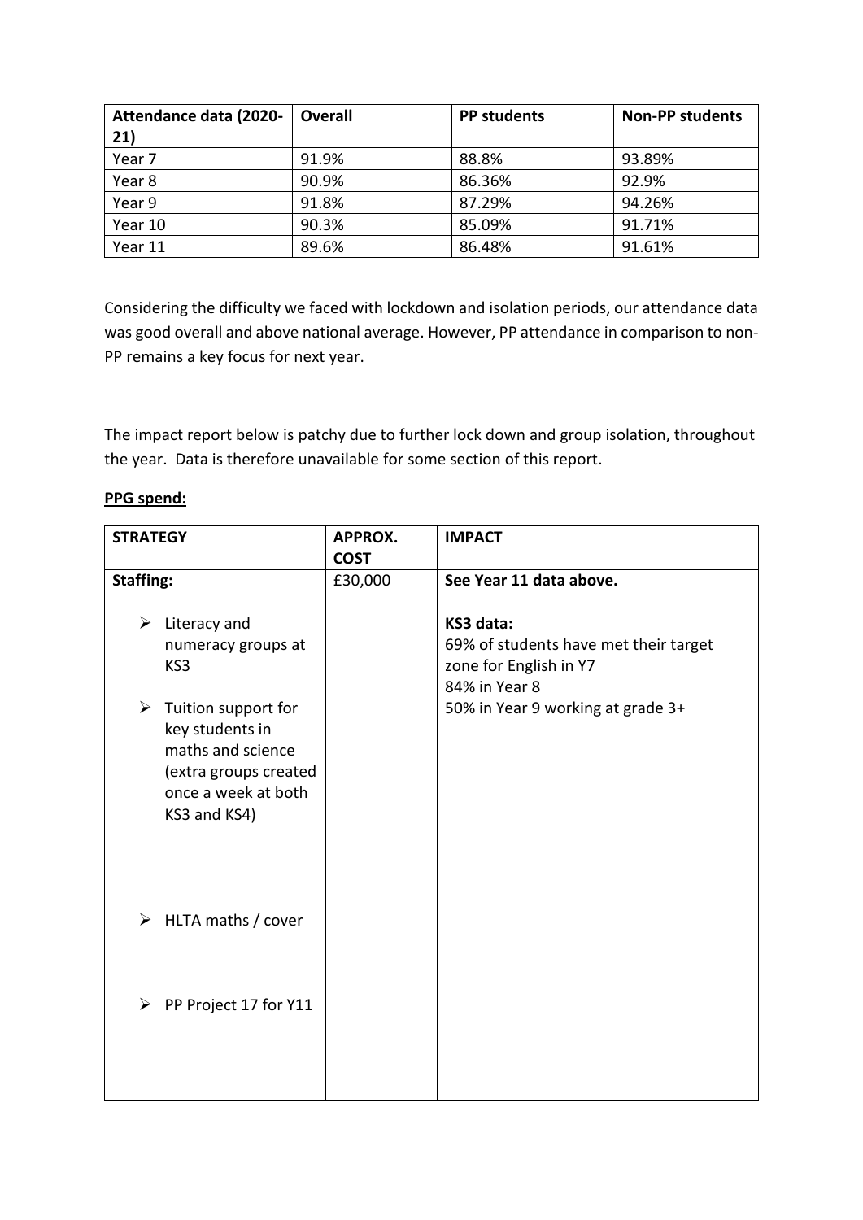| Attendance data (2020-21) | Overall | PP students | Non-PP students |
| --- | --- | --- | --- |
| Year 7 | 91.9% | 88.8% | 93.89% |
| Year 8 | 90.9% | 86.36% | 92.9% |
| Year 9 | 91.8% | 87.29% | 94.26% |
| Year 10 | 90.3% | 85.09% | 91.71% |
| Year 11 | 89.6% | 86.48% | 91.61% |

Considering the difficulty we faced with lockdown and isolation periods, our attendance data was good overall and above national average. However, PP attendance in comparison to non-PP remains a key focus for next year.

The impact report below is patchy due to further lock down and group isolation, throughout the year. Data is therefore unavailable for some section of this report.

**PPG spend:**

| STRATEGY | APPROX. COST | IMPACT |
| --- | --- | --- |
| **Staffing:**<br><br>➢ Literacy and numeracy groups at KS3<br><br>➢ Tuition support for key students in maths and science (extra groups created once a week at both KS3 and KS4)<br><br>➢ HLTA maths / cover<br><br>➢ PP Project 17 for Y11 | £30,000 | **See Year 11 data above.**<br><br>**KS3 data:**<br>69% of students have met their target zone for English in Y7<br>84% in Year 8<br>50% in Year 9 working at grade 3+ |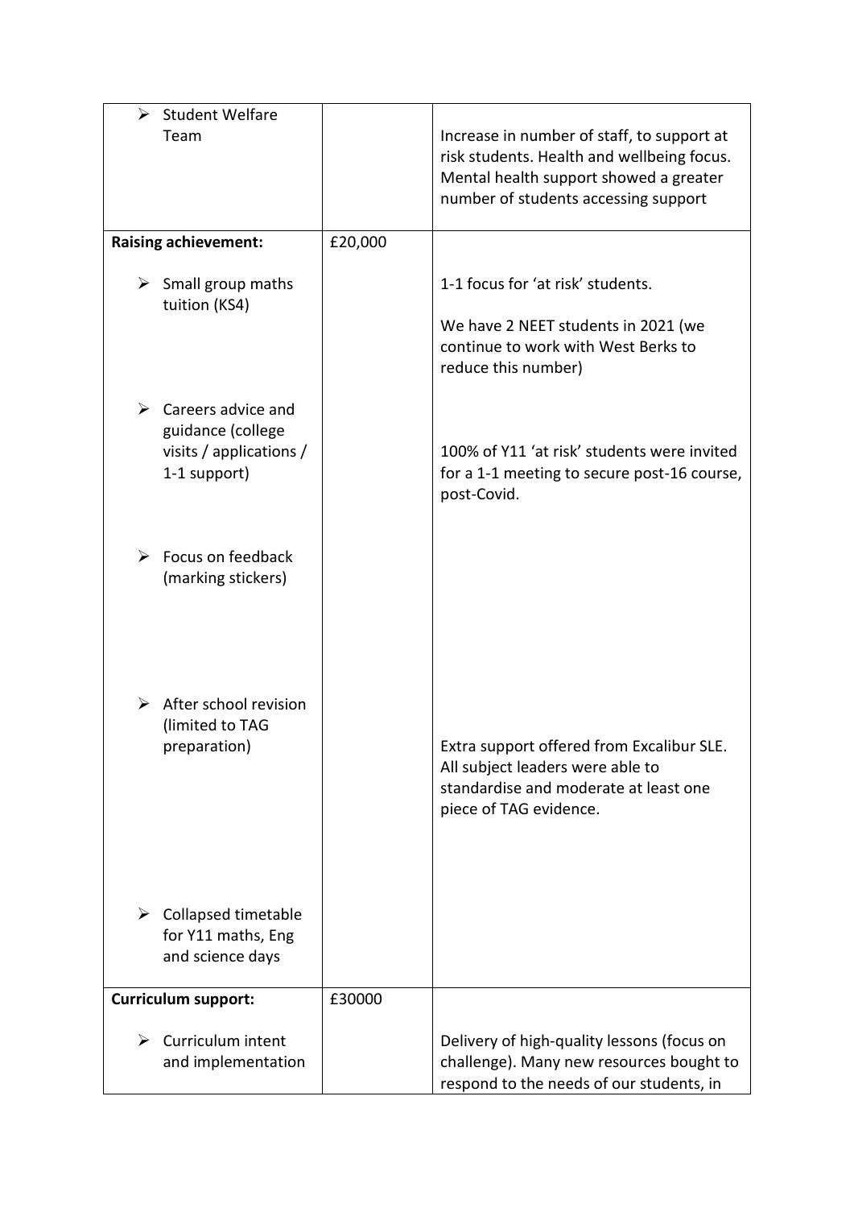| | | |
|---|---|---|
| ➢ Student Welfare Team | | Increase in number of staff, to support at risk students. Health and wellbeing focus. Mental health support showed a greater number of students accessing support |
| **Raising achievement:** | £20,000 | |
| ➢ Small group maths tuition (KS4) | | 1-1 focus for 'at risk' students.<br><br>We have 2 NEET students in 2021 (we continue to work with West Berks to reduce this number) |
| ➢ Careers advice and guidance (college visits / applications / 1-1 support) | | 100% of Y11 'at risk' students were invited for a 1-1 meeting to secure post-16 course, post-Covid. |
| ➢ Focus on feedback (marking stickers) | | |
| ➢ After school revision (limited to TAG preparation) | | Extra support offered from Excalibur SLE. All subject leaders were able to standardise and moderate at least one piece of TAG evidence. |
| ➢ Collapsed timetable for Y11 maths, Eng and science days | | |
| **Curriculum support:** | £30000 | |
| ➢ Curriculum intent and implementation | | Delivery of high-quality lessons (focus on challenge). Many new resources bought to respond to the needs of our students, in |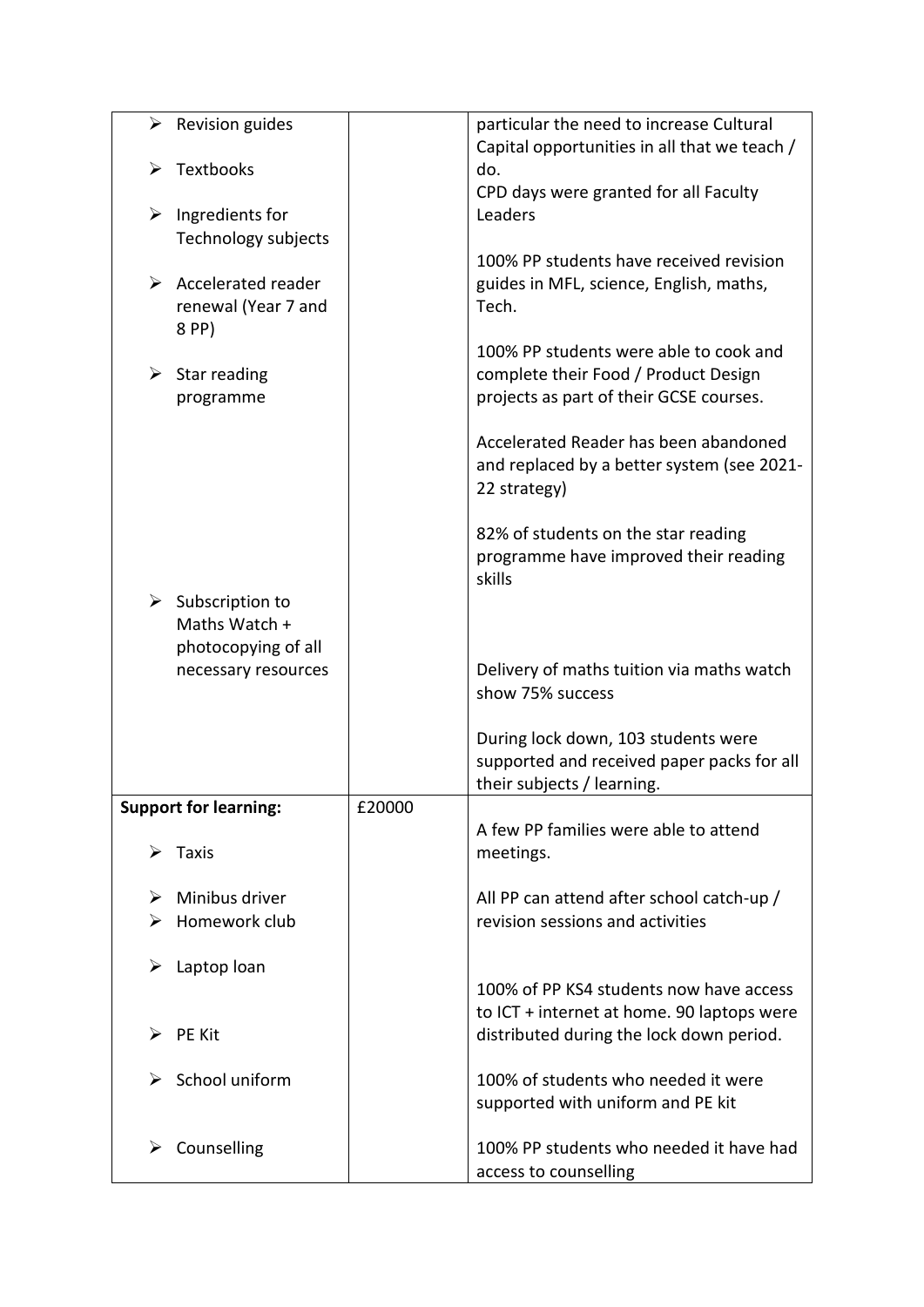| | | |
|---|---|---|
| ➢ Revision guides<br>➢ Textbooks<br>➢ Ingredients for Technology subjects<br>➢ Accelerated reader renewal (Year 7 and 8 PP)<br>➢ Star reading programme<br>➢ Subscription to Maths Watch + photocopying of all necessary resources | | particular the need to increase Cultural Capital opportunities in all that we teach / do.<br>CPD days were granted for all Faculty Leaders<br><br>100% PP students have received revision guides in MFL, science, English, maths, Tech.<br><br>100% PP students were able to cook and complete their Food / Product Design projects as part of their GCSE courses.<br><br>Accelerated Reader has been abandoned and replaced by a better system (see 2021-22 strategy)<br><br>82% of students on the star reading programme have improved their reading skills<br><br>Delivery of maths tuition via maths watch show 75% success<br><br>During lock down, 103 students were supported and received paper packs for all their subjects / learning. |
| **Support for learning:**<br>➢ Taxis<br>➢ Minibus driver<br>➢ Homework club<br>➢ Laptop loan<br>➢ PE Kit<br>➢ School uniform<br>➢ Counselling | £20000 | A few PP families were able to attend meetings.<br><br>All PP can attend after school catch-up / revision sessions and activities<br><br>100% of PP KS4 students now have access to ICT + internet at home. 90 laptops were distributed during the lock down period.<br><br>100% of students who needed it were supported with uniform and PE kit<br><br>100% PP students who needed it have had access to counselling |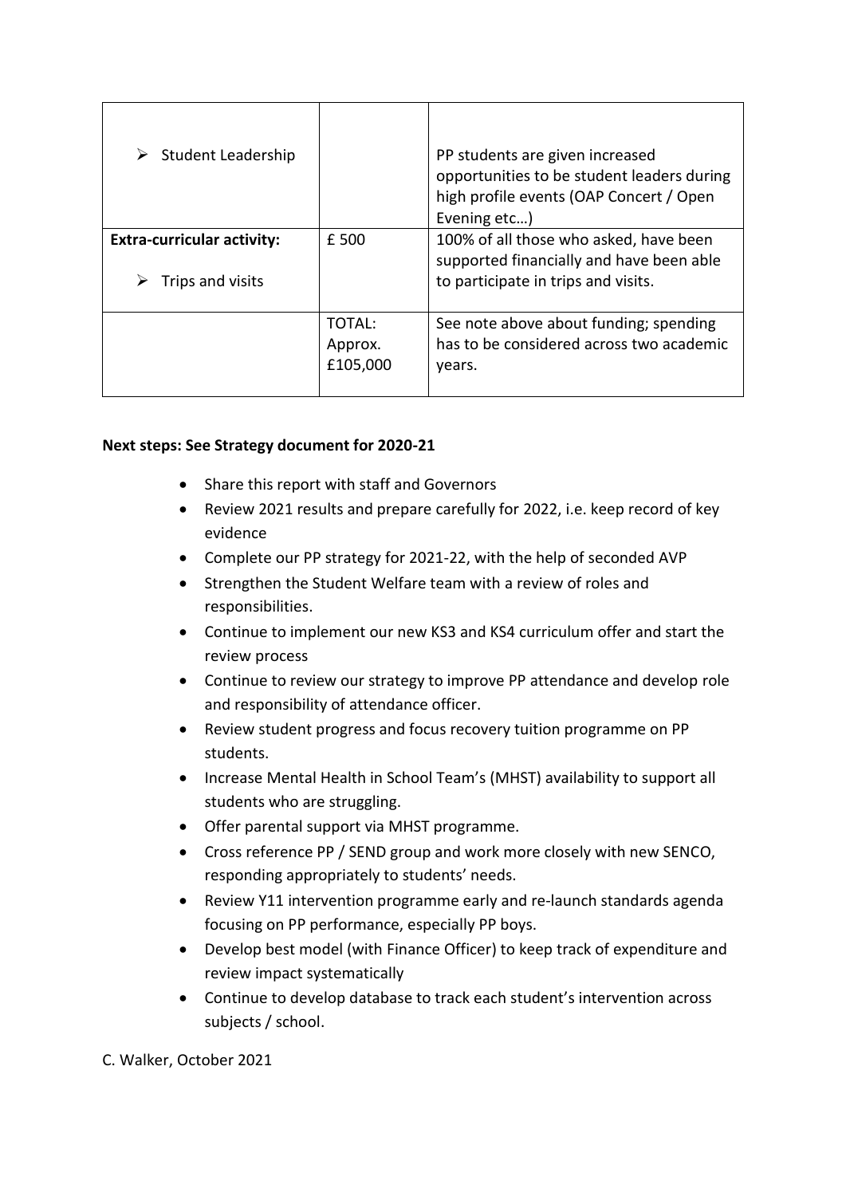| | | |
|---|---|---|
| ➢ Student Leadership | | PP students are given increased opportunities to be student leaders during high profile events (OAP Concert / Open Evening etc…) |
| **Extra-curricular activity:**<br><br>➢ Trips and visits | £ 500 | 100% of all those who asked, have been supported financially and have been able to participate in trips and visits. |
| | TOTAL:<br>Approx.<br>£105,000 | See note above about funding; spending has to be considered across two academic years. |

**Next steps: See Strategy document for 2020-21**

- Share this report with staff and Governors
- Review 2021 results and prepare carefully for 2022, i.e. keep record of key evidence
- Complete our PP strategy for 2021-22, with the help of seconded AVP
- Strengthen the Student Welfare team with a review of roles and responsibilities.
- Continue to implement our new KS3 and KS4 curriculum offer and start the review process
- Continue to review our strategy to improve PP attendance and develop role and responsibility of attendance officer.
- Review student progress and focus recovery tuition programme on PP students.
- Increase Mental Health in School Team's (MHST) availability to support all students who are struggling.
- Offer parental support via MHST programme.
- Cross reference PP / SEND group and work more closely with new SENCO, responding appropriately to students' needs.
- Review Y11 intervention programme early and re-launch standards agenda focusing on PP performance, especially PP boys.
- Develop best model (with Finance Officer) to keep track of expenditure and review impact systematically
- Continue to develop database to track each student's intervention across subjects / school.

C. Walker, October 2021